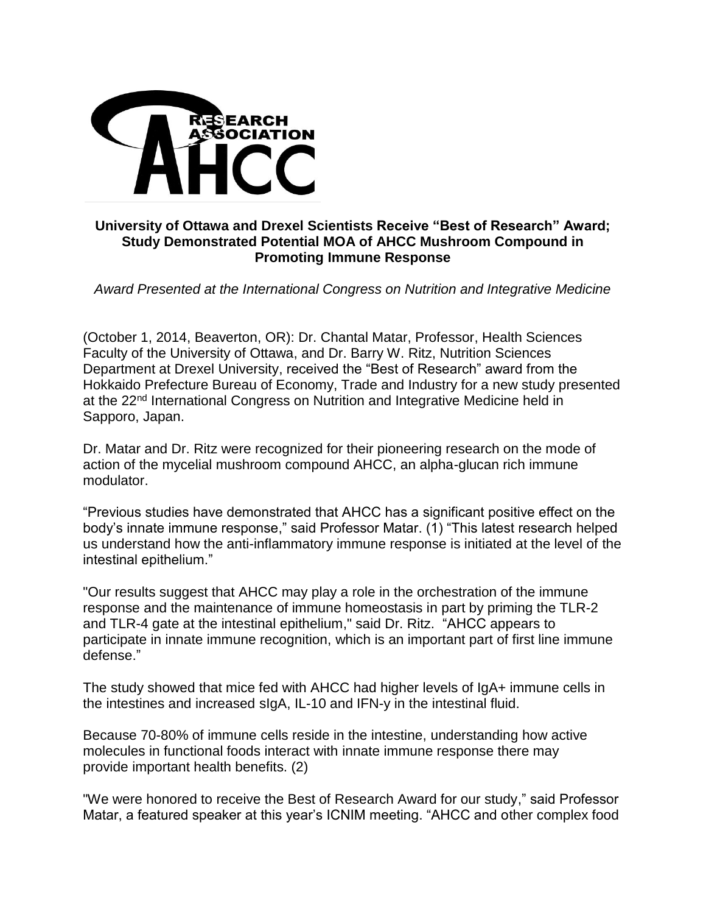RESEARCH ASSOCIATION AHCC

**University of Ottawa and Drexel Scientists Receive "Best of Research" Award; Study Demonstrated Potential MOA of AHCC Mushroom Compound in Promoting Immune Response**

*Award Presented at the International Congress on Nutrition and Integrative Medicine*

(October 1, 2014, Beaverton, OR): Dr. Chantal Matar, Professor, Health Sciences Faculty of the University of Ottawa, and Dr. Barry W. Ritz, Nutrition Sciences Department at Drexel University, received the "Best of Research" award from the Hokkaido Prefecture Bureau of Economy, Trade and Industry for a new study presented at the 22nd International Congress on Nutrition and Integrative Medicine held in Sapporo, Japan.

Dr. Matar and Dr. Ritz were recognized for their pioneering research on the mode of action of the mycelial mushroom compound AHCC, an alpha-glucan rich immune modulator.

"Previous studies have demonstrated that AHCC has a significant positive effect on the body's innate immune response," said Professor Matar. (1) "This latest research helped us understand how the anti-inflammatory immune response is initiated at the level of the intestinal epithelium."

"Our results suggest that AHCC may play a role in the orchestration of the immune response and the maintenance of immune homeostasis in part by priming the TLR-2 and TLR-4 gate at the intestinal epithelium," said Dr. Ritz. "AHCC appears to participate in innate immune recognition, which is an important part of first line immune defense."

The study showed that mice fed with AHCC had higher levels of IgA+ immune cells in the intestines and increased sIgA, IL-10 and IFN-y in the intestinal fluid.

Because 70-80% of immune cells reside in the intestine, understanding how active molecules in functional foods interact with innate immune response there may provide important health benefits. (2)

"We were honored to receive the Best of Research Award for our study," said Professor Matar, a featured speaker at this year's ICNIM meeting. "AHCC and other complex food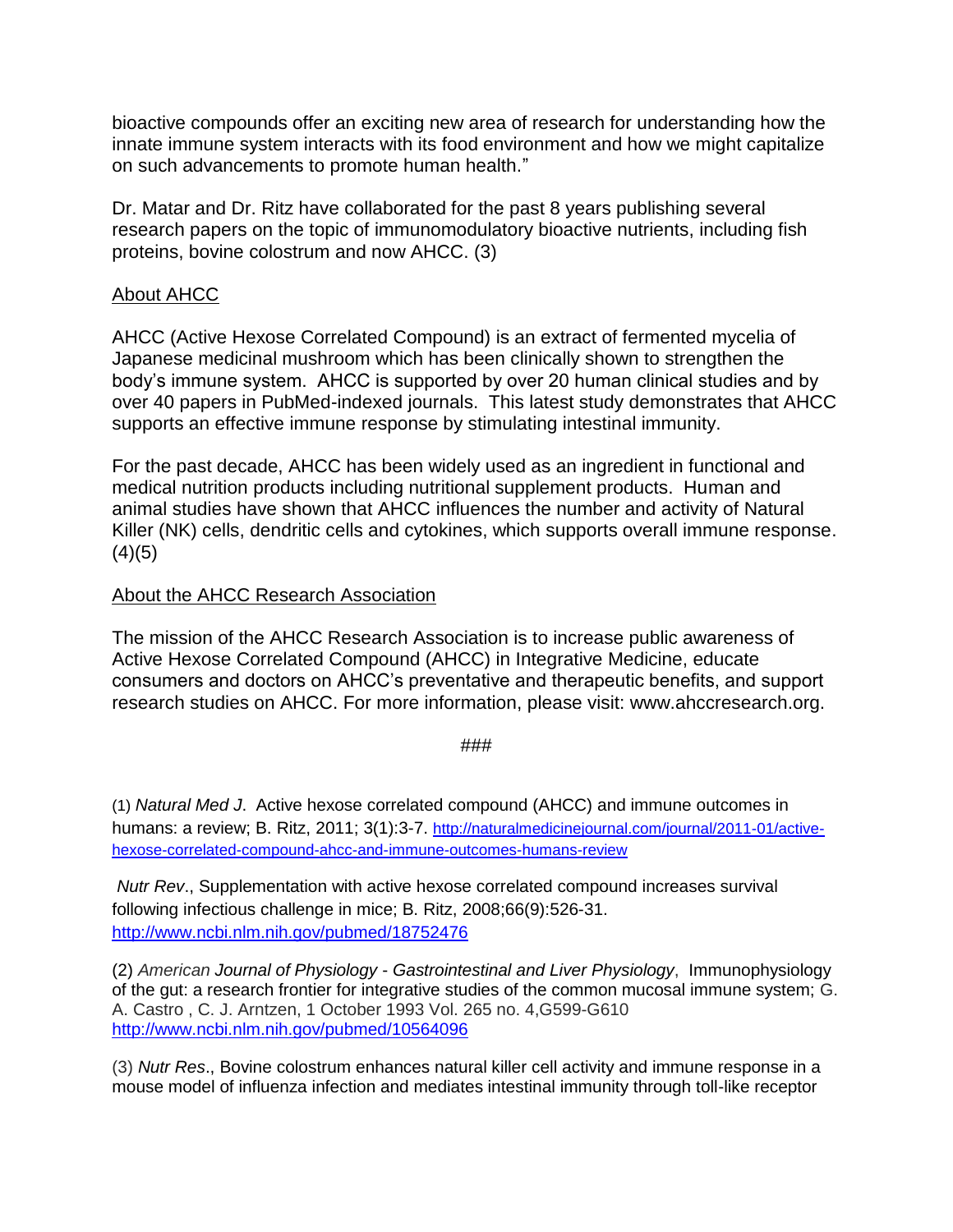bioactive compounds offer an exciting new area of research for understanding how the innate immune system interacts with its food environment and how we might capitalize on such advancements to promote human health."

Dr. Matar and Dr. Ritz have collaborated for the past 8 years publishing several research papers on the topic of immunomodulatory bioactive nutrients, including fish proteins, bovine colostrum and now AHCC. (3)

## About AHCC

AHCC (Active Hexose Correlated Compound) is an extract of fermented mycelia of Japanese medicinal mushroom which has been clinically shown to strengthen the body's immune system. AHCC is supported by over 20 human clinical studies and by over 40 papers in PubMed-indexed journals. This latest study demonstrates that AHCC supports an effective immune response by stimulating intestinal immunity.

For the past decade, AHCC has been widely used as an ingredient in functional and medical nutrition products including nutritional supplement products. Human and animal studies have shown that AHCC influences the number and activity of Natural Killer (NK) cells, dendritic cells and cytokines, which supports overall immune response. (4)(5)

## About the AHCC Research Association

The mission of the AHCC Research Association is to increase public awareness of Active Hexose Correlated Compound (AHCC) in Integrative Medicine, educate consumers and doctors on AHCC's preventative and therapeutic benefits, and support research studies on AHCC. For more information, please visit: www.ahccresearch.org.

###

(1) *Natural Med J.* Active hexose correlated compound (AHCC) and immune outcomes in humans: a review; B. Ritz, 2011; 3(1):3-7. http://naturalmedicinejournal.com/journal/2011-01/active-hexose-correlated-compound-ahcc-and-immune-outcomes-humans-review

*Nutr Rev*., Supplementation with active hexose correlated compound increases survival following infectious challenge in mice; B. Ritz, 2008;66(9):526-31. http://www.ncbi.nlm.nih.gov/pubmed/18752476

(2) *American Journal of Physiology - Gastrointestinal and Liver Physiology*, Immunophysiology of the gut: a research frontier for integrative studies of the common mucosal immune system; G. A. Castro , C. J. Arntzen, 1 October 1993 Vol. 265 no. 4,G599-G610 http://www.ncbi.nlm.nih.gov/pubmed/10564096

(3) *Nutr Res*., Bovine colostrum enhances natural killer cell activity and immune response in a mouse model of influenza infection and mediates intestinal immunity through toll-like receptor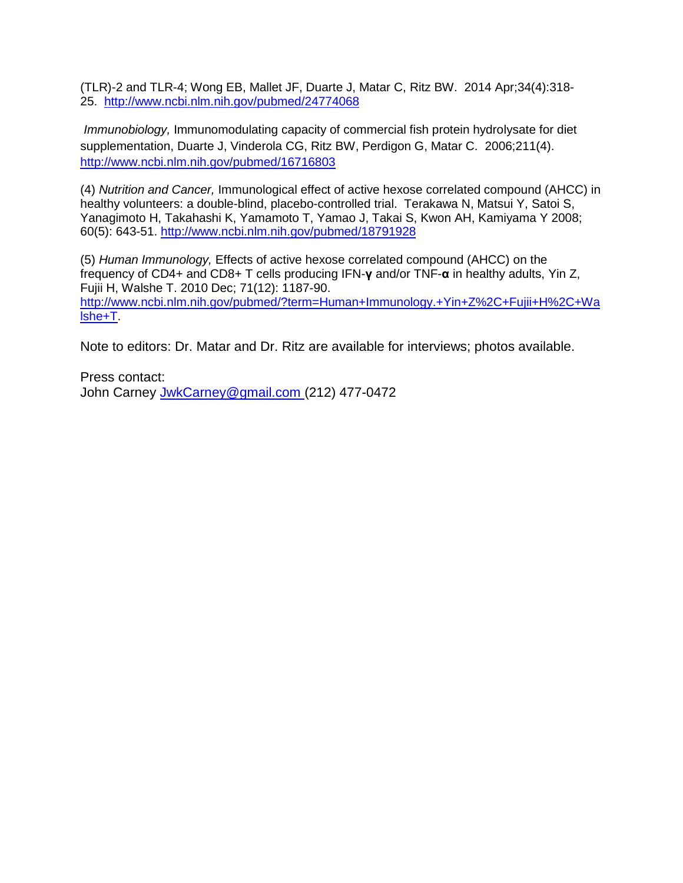(TLR)-2 and TLR-4; Wong EB, Mallet JF, Duarte J, Matar C, Ritz BW. 2014 Apr;34(4):318-25. http://www.ncbi.nlm.nih.gov/pubmed/24774068

*Immunobiology,* Immunomodulating capacity of commercial fish protein hydrolysate for diet supplementation, Duarte J, Vinderola CG, Ritz BW, Perdigon G, Matar C. 2006;211(4). http://www.ncbi.nlm.nih.gov/pubmed/16716803

(4) *Nutrition and Cancer,* Immunological effect of active hexose correlated compound (AHCC) in healthy volunteers: a double-blind, placebo-controlled trial. Terakawa N, Matsui Y, Satoi S, Yanagimoto H, Takahashi K, Yamamoto T, Yamao J, Takai S, Kwon AH, Kamiyama Y 2008; 60(5): 643-51. http://www.ncbi.nlm.nih.gov/pubmed/18791928

(5) *Human Immunology,* Effects of active hexose correlated compound (AHCC) on the frequency of CD4+ and CD8+ T cells producing IFN-**γ** and/or TNF-**α** in healthy adults, Yin Z, Fujii H, Walshe T. 2010 Dec; 71(12): 1187-90. http://www.ncbi.nlm.nih.gov/pubmed/?term=Human+Immunology.+Yin+Z%2C+Fujii+H%2C+Walshe+T.

Note to editors: Dr. Matar and Dr. Ritz are available for interviews; photos available.

Press contact:
John Carney JwkCarney@gmail.com (212) 477-0472